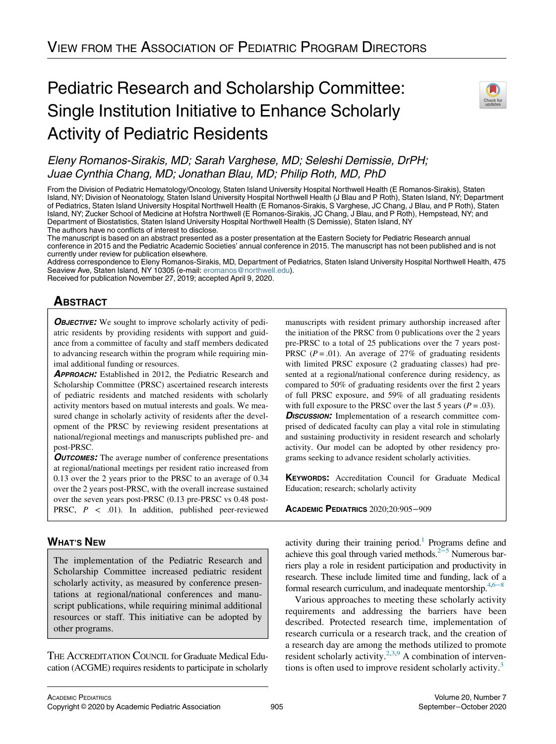# View from the Association of Pediatric Program Directors

# Pediatric Research and Scholarship Committee: Single Institution Initiative to Enhance Scholarly Activity of Pediatric Residents

*Eleny Romanos-Sirakis, MD; Sarah Varghese, MD; Seleshi Demissie, DrPH; Juae Cynthia Chang, MD; Jonathan Blau, MD; Philip Roth, MD, PhD*

From the Division of Pediatric Hematology/Oncology, Staten Island University Hospital Northwell Health (E Romanos-Sirakis), Staten Island, NY; Division of Neonatology, Staten Island University Hospital Northwell Health (J Blau and P Roth), Staten Island, NY; Department of Pediatrics, Staten Island University Hospital Northwell Health (E Romanos-Sirakis, S Varghese, JC Chang, J Blau, and P Roth), Staten Island, NY; Zucker School of Medicine at Hofstra Northwell (E Romanos-Sirakis, JC Chang, J Blau, and P Roth), Hempstead, NY; and Department of Biostatistics, Staten Island University Hospital Northwell Health (S Demissie), Staten Island, NY

The authors have no conflicts of interest to disclose.

The manuscript is based on an abstract presented as a poster presentation at the Eastern Society for Pediatric Research annual conference in 2015 and the Pediatric Academic Societies' annual conference in 2015. The manuscript has not been published and is not currently under review for publication elsewhere.

Address correspondence to Eleny Romanos-Sirakis, MD, Department of Pediatrics, Staten Island University Hospital Northwell Health, 475 Seaview Ave, Staten Island, NY 10305 (e-mail: eromanos@northwell.edu).

Received for publication November 27, 2019; accepted April 9, 2020.

## Abstract

***Objective:*** We sought to improve scholarly activity of pediatric residents by providing residents with support and guidance from a committee of faculty and staff members dedicated to advancing research within the program while requiring minimal additional funding or resources.

***Approach:*** Established in 2012, the Pediatric Research and Scholarship Committee (PRSC) ascertained research interests of pediatric residents and matched residents with scholarly activity mentors based on mutual interests and goals. We measured change in scholarly activity of residents after the development of the PRSC by reviewing resident presentations at national/regional meetings and manuscripts published pre- and post-PRSC.

***Outcomes:*** The average number of conference presentations at regional/national meetings per resident ratio increased from 0.13 over the 2 years prior to the PRSC to an average of 0.34 over the 2 years post-PRSC, with the overall increase sustained over the seven years post-PRSC (0.13 pre-PRSC vs 0.48 post-PRSC, $P < .01$). In addition, published peer-reviewed manuscripts with resident primary authorship increased after the initiation of the PRSC from 0 publications over the 2 years pre-PRSC to a total of 25 publications over the 7 years post-PRSC ($P = .01$). An average of 27% of graduating residents with limited PRSC exposure (2 graduating classes) had presented at a regional/national conference during residency, as compared to 50% of graduating residents over the first 2 years of full PRSC exposure, and 59% of all graduating residents with full exposure to the PRSC over the last 5 years ($P = .03$).

***Discussion:*** Implementation of a research committee comprised of dedicated faculty can play a vital role in stimulating and sustaining productivity in resident research and scholarly activity. Our model can be adopted by other residency programs seeking to advance resident scholarly activities.

**Keywords:** Accreditation Council for Graduate Medical Education; research; scholarly activity

## What's New

The implementation of the Pediatric Research and Scholarship Committee increased pediatric resident scholarly activity, as measured by conference presentations at regional/national conferences and manuscript publications, while requiring minimal additional resources or staff. This initiative can be adopted by other programs.

The Accreditation Council for Graduate Medical Education (ACGME) requires residents to participate in scholarly activity during their training period.[1] Programs define and achieve this goal through varied methods.[2–5] Numerous barriers play a role in resident participation and productivity in research. These include limited time and funding, lack of a formal research curriculum, and inadequate mentorship.[4,6–8]

Various approaches to meeting these scholarly activity requirements and addressing the barriers have been described. Protected research time, implementation of research curricula or a research track, and the creation of a research day are among the methods utilized to promote resident scholarly activity.[2,3,9] A combination of interventions is often used to improve resident scholarly activity.[3]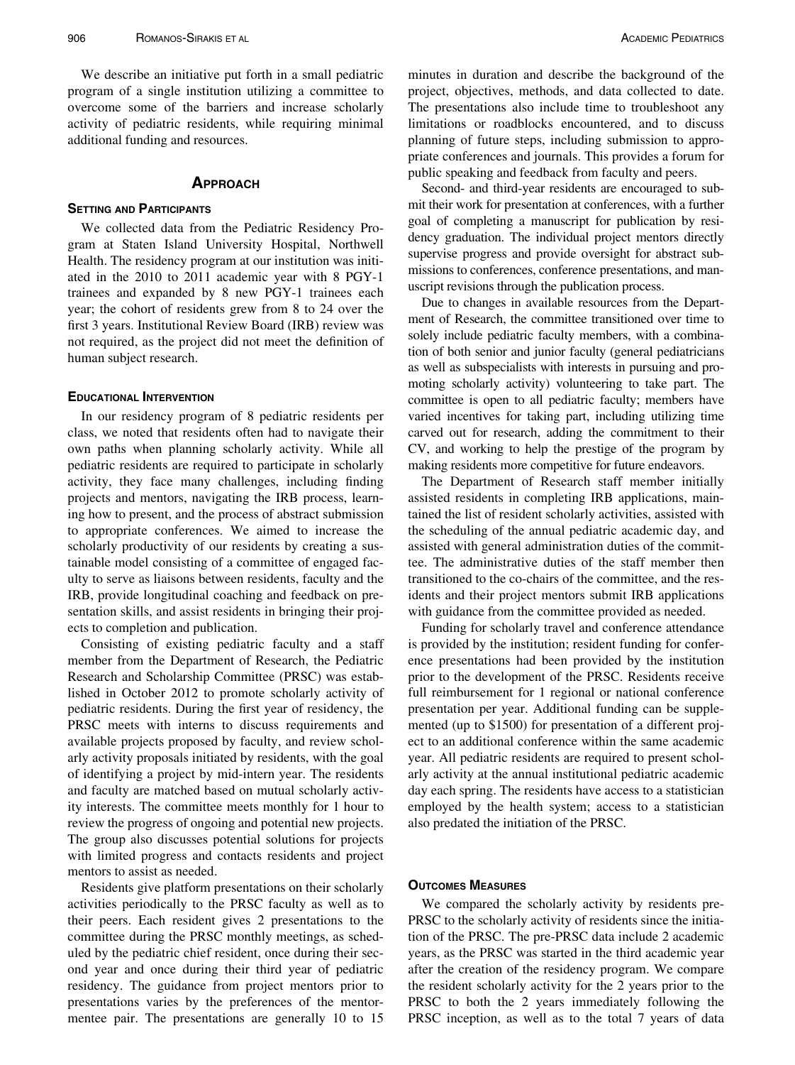We describe an initiative put forth in a small pediatric program of a single institution utilizing a committee to overcome some of the barriers and increase scholarly activity of pediatric residents, while requiring minimal additional funding and resources.

## Approach

### Setting and Participants

We collected data from the Pediatric Residency Program at Staten Island University Hospital, Northwell Health. The residency program at our institution was initiated in the 2010 to 2011 academic year with 8 PGY-1 trainees and expanded by 8 new PGY-1 trainees each year; the cohort of residents grew from 8 to 24 over the first 3 years. Institutional Review Board (IRB) review was not required, as the project did not meet the definition of human subject research.

### Educational Intervention

In our residency program of 8 pediatric residents per class, we noted that residents often had to navigate their own paths when planning scholarly activity. While all pediatric residents are required to participate in scholarly activity, they face many challenges, including finding projects and mentors, navigating the IRB process, learning how to present, and the process of abstract submission to appropriate conferences. We aimed to increase the scholarly productivity of our residents by creating a sustainable model consisting of a committee of engaged faculty to serve as liaisons between residents, faculty and the IRB, provide longitudinal coaching and feedback on presentation skills, and assist residents in bringing their projects to completion and publication.

Consisting of existing pediatric faculty and a staff member from the Department of Research, the Pediatric Research and Scholarship Committee (PRSC) was established in October 2012 to promote scholarly activity of pediatric residents. During the first year of residency, the PRSC meets with interns to discuss requirements and available projects proposed by faculty, and review scholarly activity proposals initiated by residents, with the goal of identifying a project by mid-intern year. The residents and faculty are matched based on mutual scholarly activity interests. The committee meets monthly for 1 hour to review the progress of ongoing and potential new projects. The group also discusses potential solutions for projects with limited progress and contacts residents and project mentors to assist as needed.

Residents give platform presentations on their scholarly activities periodically to the PRSC faculty as well as to their peers. Each resident gives 2 presentations to the committee during the PRSC monthly meetings, as scheduled by the pediatric chief resident, once during their second year and once during their third year of pediatric residency. The guidance from project mentors prior to presentations varies by the preferences of the mentor-mentee pair. The presentations are generally 10 to 15 minutes in duration and describe the background of the project, objectives, methods, and data collected to date. The presentations also include time to troubleshoot any limitations or roadblocks encountered, and to discuss planning of future steps, including submission to appropriate conferences and journals. This provides a forum for public speaking and feedback from faculty and peers.

Second- and third-year residents are encouraged to submit their work for presentation at conferences, with a further goal of completing a manuscript for publication by residency graduation. The individual project mentors directly supervise progress and provide oversight for abstract submissions to conferences, conference presentations, and manuscript revisions through the publication process.

Due to changes in available resources from the Department of Research, the committee transitioned over time to solely include pediatric faculty members, with a combination of both senior and junior faculty (general pediatricians as well as subspecialists with interests in pursuing and promoting scholarly activity) volunteering to take part. The committee is open to all pediatric faculty; members have varied incentives for taking part, including utilizing time carved out for research, adding the commitment to their CV, and working to help the prestige of the program by making residents more competitive for future endeavors.

The Department of Research staff member initially assisted residents in completing IRB applications, maintained the list of resident scholarly activities, assisted with the scheduling of the annual pediatric academic day, and assisted with general administration duties of the committee. The administrative duties of the staff member then transitioned to the co-chairs of the committee, and the residents and their project mentors submit IRB applications with guidance from the committee provided as needed.

Funding for scholarly travel and conference attendance is provided by the institution; resident funding for conference presentations had been provided by the institution prior to the development of the PRSC. Residents receive full reimbursement for 1 regional or national conference presentation per year. Additional funding can be supplemented (up to $1500) for presentation of a different project to an additional conference within the same academic year. All pediatric residents are required to present scholarly activity at the annual institutional pediatric academic day each spring. The residents have access to a statistician employed by the health system; access to a statistician also predated the initiation of the PRSC.

### Outcomes Measures

We compared the scholarly activity by residents pre-PRSC to the scholarly activity of residents since the initiation of the PRSC. The pre-PRSC data include 2 academic years, as the PRSC was started in the third academic year after the creation of the residency program. We compare the resident scholarly activity for the 2 years prior to the PRSC to both the 2 years immediately following the PRSC inception, as well as to the total 7 years of data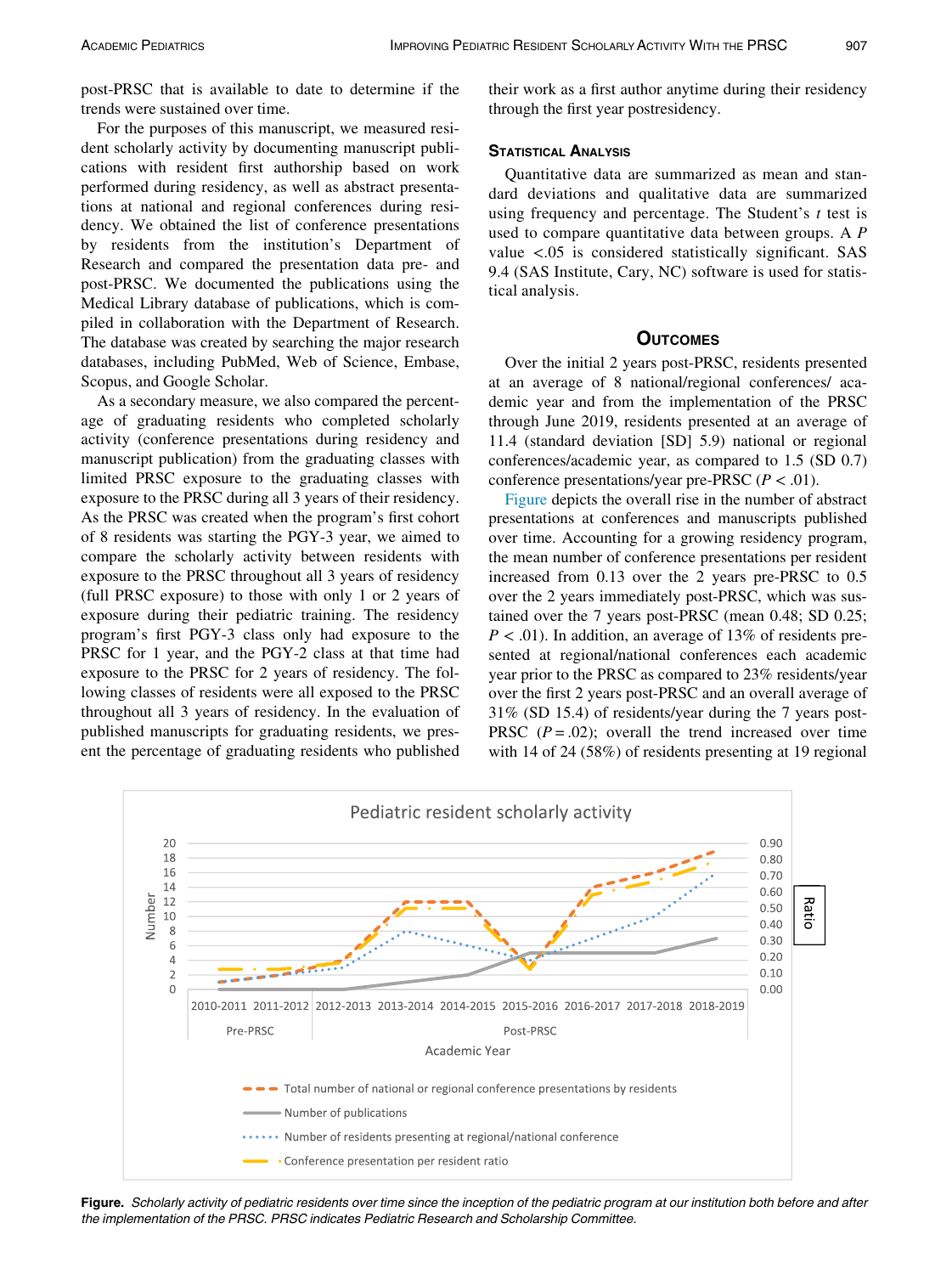post-PRSC that is available to date to determine if the trends were sustained over time.

For the purposes of this manuscript, we measured resident scholarly activity by documenting manuscript publications with resident first authorship based on work performed during residency, as well as abstract presentations at national and regional conferences during residency. We obtained the list of conference presentations by residents from the institution's Department of Research and compared the presentation data pre- and post-PRSC. We documented the publications using the Medical Library database of publications, which is compiled in collaboration with the Department of Research. The database was created by searching the major research databases, including PubMed, Web of Science, Embase, Scopus, and Google Scholar.

As a secondary measure, we also compared the percentage of graduating residents who completed scholarly activity (conference presentations during residency and manuscript publication) from the graduating classes with limited PRSC exposure to the graduating classes with exposure to the PRSC during all 3 years of their residency. As the PRSC was created when the program's first cohort of 8 residents was starting the PGY-3 year, we aimed to compare the scholarly activity between residents with exposure to the PRSC throughout all 3 years of residency (full PRSC exposure) to those with only 1 or 2 years of exposure during their pediatric training. The residency program's first PGY-3 class only had exposure to the PRSC for 1 year, and the PGY-2 class at that time had exposure to the PRSC for 2 years of residency. The following classes of residents were all exposed to the PRSC throughout all 3 years of residency. In the evaluation of published manuscripts for graduating residents, we present the percentage of graduating residents who published their work as a first author anytime during their residency through the first year postresidency.

### Statistical Analysis

Quantitative data are summarized as mean and standard deviations and qualitative data are summarized using frequency and percentage. The Student's $t$ test is used to compare quantitative data between groups. A $P$ value <.05 is considered statistically significant. SAS 9.4 (SAS Institute, Cary, NC) software is used for statistical analysis.

## Outcomes

Over the initial 2 years post-PRSC, residents presented at an average of 8 national/regional conferences/ academic year and from the implementation of the PRSC through June 2019, residents presented at an average of 11.4 (standard deviation [SD] 5.9) national or regional conferences/academic year, as compared to 1.5 (SD 0.7) conference presentations/year pre-PRSC ($P < .01$).

Figure depicts the overall rise in the number of abstract presentations at conferences and manuscripts published over time. Accounting for a growing residency program, the mean number of conference presentations per resident increased from 0.13 over the 2 years pre-PRSC to 0.5 over the 2 years immediately post-PRSC, which was sustained over the 7 years post-PRSC (mean 0.48; SD 0.25; $P < .01$). In addition, an average of 13% of residents presented at regional/national conferences each academic year prior to the PRSC as compared to 23% residents/year over the first 2 years post-PRSC and an overall average of 31% (SD 15.4) of residents/year during the 7 years post-PRSC ($P = .02$); overall the trend increased over time with 14 of 24 (58%) of residents presenting at 19 regional

**Figure.** *Scholarly activity of pediatric residents over time since the inception of the pediatric program at our institution both before and after the implementation of the PRSC. PRSC indicates Pediatric Research and Scholarship Committee.*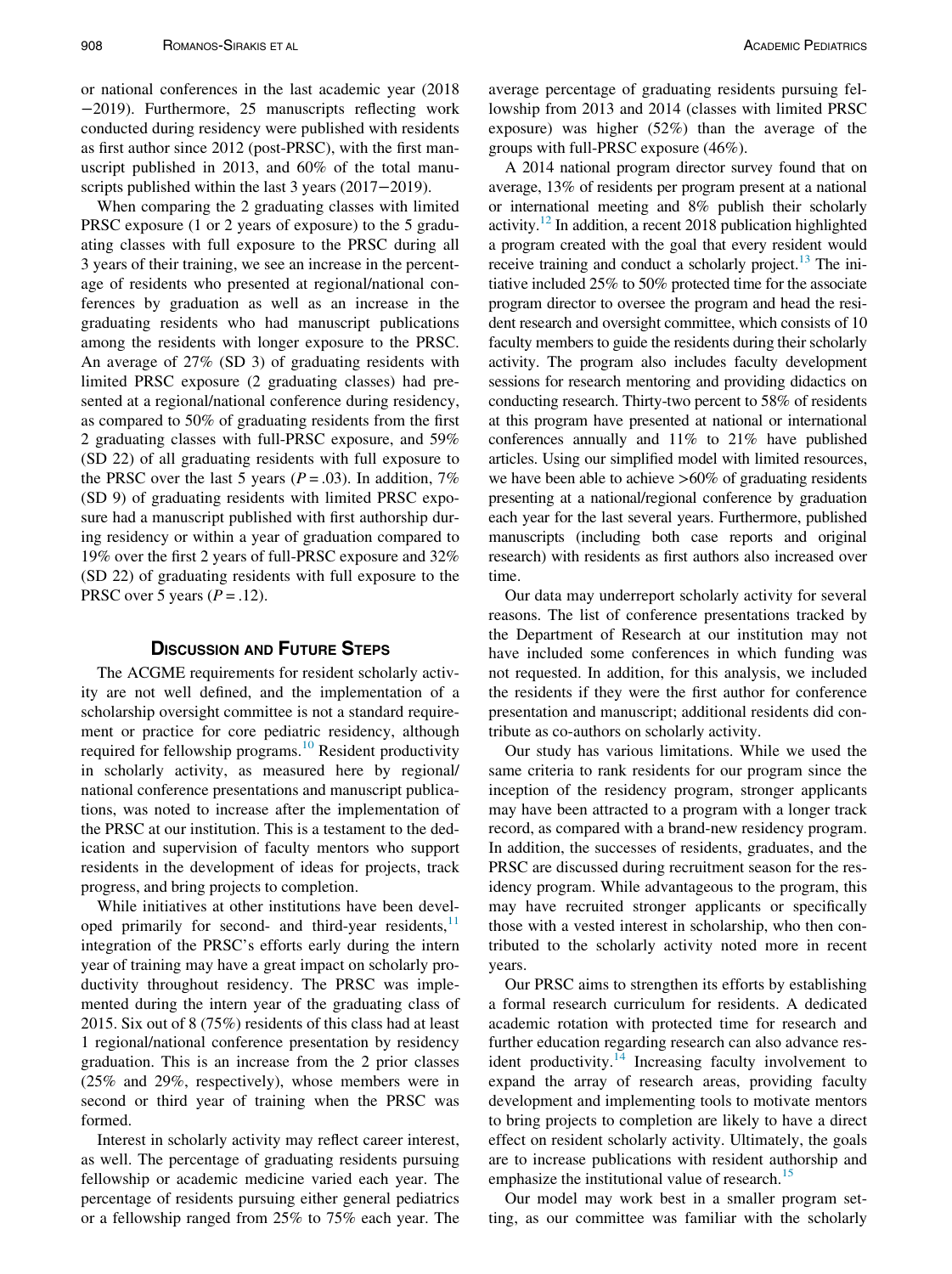or national conferences in the last academic year (2018−2019). Furthermore, 25 manuscripts reflecting work conducted during residency were published with residents as first author since 2012 (post-PRSC), with the first manuscript published in 2013, and 60% of the total manuscripts published within the last 3 years (2017−2019).

When comparing the 2 graduating classes with limited PRSC exposure (1 or 2 years of exposure) to the 5 graduating classes with full exposure to the PRSC during all 3 years of their training, we see an increase in the percentage of residents who presented at regional/national conferences by graduation as well as an increase in the graduating residents who had manuscript publications among the residents with longer exposure to the PRSC. An average of 27% (SD 3) of graduating residents with limited PRSC exposure (2 graduating classes) had presented at a regional/national conference during residency, as compared to 50% of graduating residents from the first 2 graduating classes with full-PRSC exposure, and 59% (SD 22) of all graduating residents with full exposure to the PRSC over the last 5 years ($P = .03$). In addition, 7% (SD 9) of graduating residents with limited PRSC exposure had a manuscript published with first authorship during residency or within a year of graduation compared to 19% over the first 2 years of full-PRSC exposure and 32% (SD 22) of graduating residents with full exposure to the PRSC over 5 years ($P = .12$).

## Discussion and Future Steps

The ACGME requirements for resident scholarly activity are not well defined, and the implementation of a scholarship oversight committee is not a standard requirement or practice for core pediatric residency, although required for fellowship programs.[10] Resident productivity in scholarly activity, as measured here by regional/national conference presentations and manuscript publications, was noted to increase after the implementation of the PRSC at our institution. This is a testament to the dedication and supervision of faculty mentors who support residents in the development of ideas for projects, track progress, and bring projects to completion.

While initiatives at other institutions have been developed primarily for second- and third-year residents,[11] integration of the PRSC's efforts early during the intern year of training may have a great impact on scholarly productivity throughout residency. The PRSC was implemented during the intern year of the graduating class of 2015. Six out of 8 (75%) residents of this class had at least 1 regional/national conference presentation by residency graduation. This is an increase from the 2 prior classes (25% and 29%, respectively), whose members were in second or third year of training when the PRSC was formed.

Interest in scholarly activity may reflect career interest, as well. The percentage of graduating residents pursuing fellowship or academic medicine varied each year. The percentage of residents pursuing either general pediatrics or a fellowship ranged from 25% to 75% each year. The average percentage of graduating residents pursuing fellowship from 2013 and 2014 (classes with limited PRSC exposure) was higher (52%) than the average of the groups with full-PRSC exposure (46%).

A 2014 national program director survey found that on average, 13% of residents per program present at a national or international meeting and 8% publish their scholarly activity.[12] In addition, a recent 2018 publication highlighted a program created with the goal that every resident would receive training and conduct a scholarly project.[13] The initiative included 25% to 50% protected time for the associate program director to oversee the program and head the resident research and oversight committee, which consists of 10 faculty members to guide the residents during their scholarly activity. The program also includes faculty development sessions for research mentoring and providing didactics on conducting research. Thirty-two percent to 58% of residents at this program have presented at national or international conferences annually and 11% to 21% have published articles. Using our simplified model with limited resources, we have been able to achieve >60% of graduating residents presenting at a national/regional conference by graduation each year for the last several years. Furthermore, published manuscripts (including both case reports and original research) with residents as first authors also increased over time.

Our data may underreport scholarly activity for several reasons. The list of conference presentations tracked by the Department of Research at our institution may not have included some conferences in which funding was not requested. In addition, for this analysis, we included the residents if they were the first author for conference presentation and manuscript; additional residents did contribute as co-authors on scholarly activity.

Our study has various limitations. While we used the same criteria to rank residents for our program since the inception of the residency program, stronger applicants may have been attracted to a program with a longer track record, as compared with a brand-new residency program. In addition, the successes of residents, graduates, and the PRSC are discussed during recruitment season for the residency program. While advantageous to the program, this may have recruited stronger applicants or specifically those with a vested interest in scholarship, who then contributed to the scholarly activity noted more in recent years.

Our PRSC aims to strengthen its efforts by establishing a formal research curriculum for residents. A dedicated academic rotation with protected time for research and further education regarding research can also advance resident productivity.[14] Increasing faculty involvement to expand the array of research areas, providing faculty development and implementing tools to motivate mentors to bring projects to completion are likely to have a direct effect on resident scholarly activity. Ultimately, the goals are to increase publications with resident authorship and emphasize the institutional value of research.[15]

Our model may work best in a smaller program setting, as our committee was familiar with the scholarly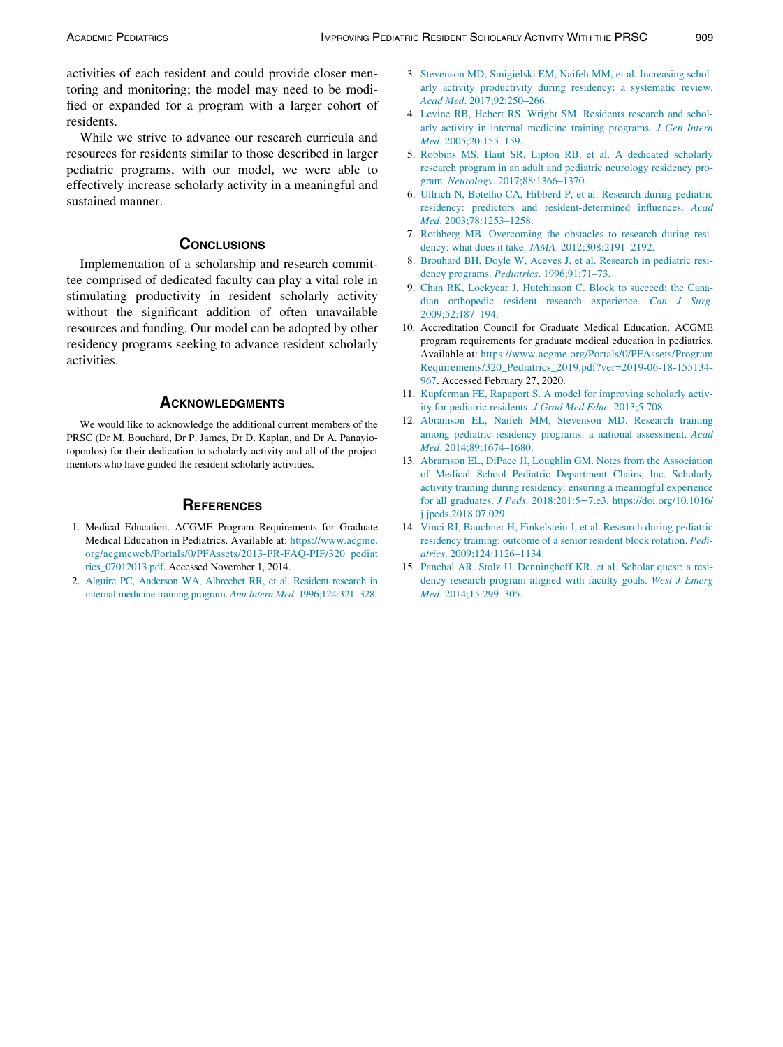activities of each resident and could provide closer mentoring and monitoring; the model may need to be modified or expanded for a program with a larger cohort of residents.

While we strive to advance our research curricula and resources for residents similar to those described in larger pediatric programs, with our model, we were able to effectively increase scholarly activity in a meaningful and sustained manner.

## Conclusions

Implementation of a scholarship and research committee comprised of dedicated faculty can play a vital role in stimulating productivity in resident scholarly activity without the significant addition of often unavailable resources and funding. Our model can be adopted by other residency programs seeking to advance resident scholarly activities.

## Acknowledgments

We would like to acknowledge the additional current members of the PRSC (Dr M. Bouchard, Dr P. James, Dr D. Kaplan, and Dr A. Panayiotopoulos) for their dedication to scholarly activity and all of the project mentors who have guided the resident scholarly activities.

## References

1. Medical Education. ACGME Program Requirements for Graduate Medical Education in Pediatrics. Available at: https://www.acgme.org/acgmeweb/Portals/0/PFAssets/2013-PR-FAQ-PIF/320_pediatrics_07012013.pdf. Accessed November 1, 2014.
2. Alguire PC, Anderson WA, Albrecht RR, et al. Resident research in internal medicine training program. *Ann Intern Med*. 1996;124:321–328.
3. Stevenson MD, Smigielski EM, Naifeh MM, et al. Increasing scholarly activity productivity during residency: a systematic review. *Acad Med*. 2017;92:250–266.
4. Levine RB, Hebert RS, Wright SM. Residents research and scholarly activity in internal medicine training programs. *J Gen Intern Med*. 2005;20:155–159.
5. Robbins MS, Haut SR, Lipton RB, et al. A dedicated scholarly research program in an adult and pediatric neurology residency program. *Neurology*. 2017;88:1366–1370.
6. Ullrich N, Botelho CA, Hibberd P, et al. Research during pediatric residency: predictors and resident-determined influences. *Acad Med*. 2003;78:1253–1258.
7. Rothberg MB. Overcoming the obstacles to research during residency: what does it take. *JAMA*. 2012;308:2191–2192.
8. Brouhard BH, Doyle W, Aceves J, et al. Research in pediatric residency programs. *Pediatrics*. 1996;91:71–73.
9. Chan RK, Lockyear J, Hutchinson C. Block to succeed: the Canadian orthopedic resident research experience. *Can J Surg*. 2009;52:187–194.
10. Accreditation Council for Graduate Medical Education. ACGME program requirements for graduate medical education in pediatrics. Available at: https://www.acgme.org/Portals/0/PFAssets/ProgramRequirements/320_Pediatrics_2019.pdf?ver=2019-06-18-155134-967. Accessed February 27, 2020.
11. Kupferman FE, Rapaport S. A model for improving scholarly activity for pediatric residents. *J Grad Med Educ*. 2013;5:708.
12. Abramson EL, Naifeh MM, Stevenson MD. Research training among pediatric residency programs: a national assessment. *Acad Med*. 2014;89:1674–1680.
13. Abramson EL, DiPace JI, Loughlin GM. Notes from the Association of Medical School Pediatric Department Chairs, Inc. Scholarly activity training during residency: ensuring a meaningful experience for all graduates. *J Peds*. 2018;201:5−7.e3. https://doi.org/10.1016/j.jpeds.2018.07.029.
14. Vinci RJ, Bauchner H, Finkelstein J, et al. Research during pediatric residency training: outcome of a senior resident block rotation. *Pediatrics*. 2009;124:1126–1134.
15. Panchal AR, Stolz U, Denninghoff KR, et al. Scholar quest: a residency research program aligned with faculty goals. *West J Emerg Med*. 2014;15:299–305.